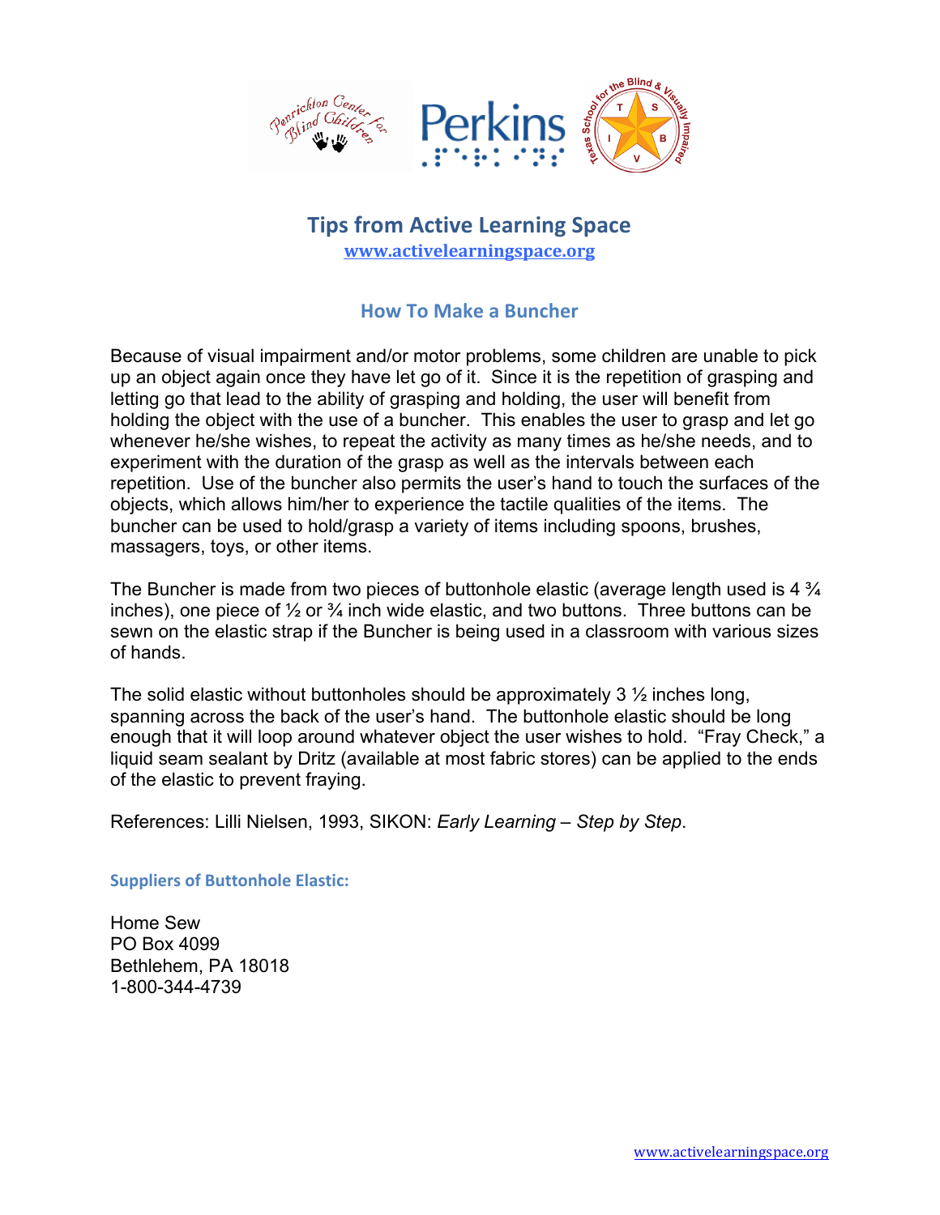# Tips from Active Learning Space

www.activelearningspace.org

## How To Make a Buncher

Because of visual impairment and/or motor problems, some children are unable to pick up an object again once they have let go of it. Since it is the repetition of grasping and letting go that lead to the ability of grasping and holding, the user will benefit from holding the object with the use of a buncher. This enables the user to grasp and let go whenever he/she wishes, to repeat the activity as many times as he/she needs, and to experiment with the duration of the grasp as well as the intervals between each repetition. Use of the buncher also permits the user's hand to touch the surfaces of the objects, which allows him/her to experience the tactile qualities of the items. The buncher can be used to hold/grasp a variety of items including spoons, brushes, massagers, toys, or other items.

The Buncher is made from two pieces of buttonhole elastic (average length used is 4 ¾ inches), one piece of ½ or ¾ inch wide elastic, and two buttons. Three buttons can be sewn on the elastic strap if the Buncher is being used in a classroom with various sizes of hands.

The solid elastic without buttonholes should be approximately 3 ½ inches long, spanning across the back of the user's hand. The buttonhole elastic should be long enough that it will loop around whatever object the user wishes to hold. "Fray Check," a liquid seam sealant by Dritz (available at most fabric stores) can be applied to the ends of the elastic to prevent fraying.

References: Lilli Nielsen, 1993, SIKON: *Early Learning – Step by Step*.

### Suppliers of Buttonhole Elastic:

Home Sew
PO Box 4099
Bethlehem, PA 18018
1-800-344-4739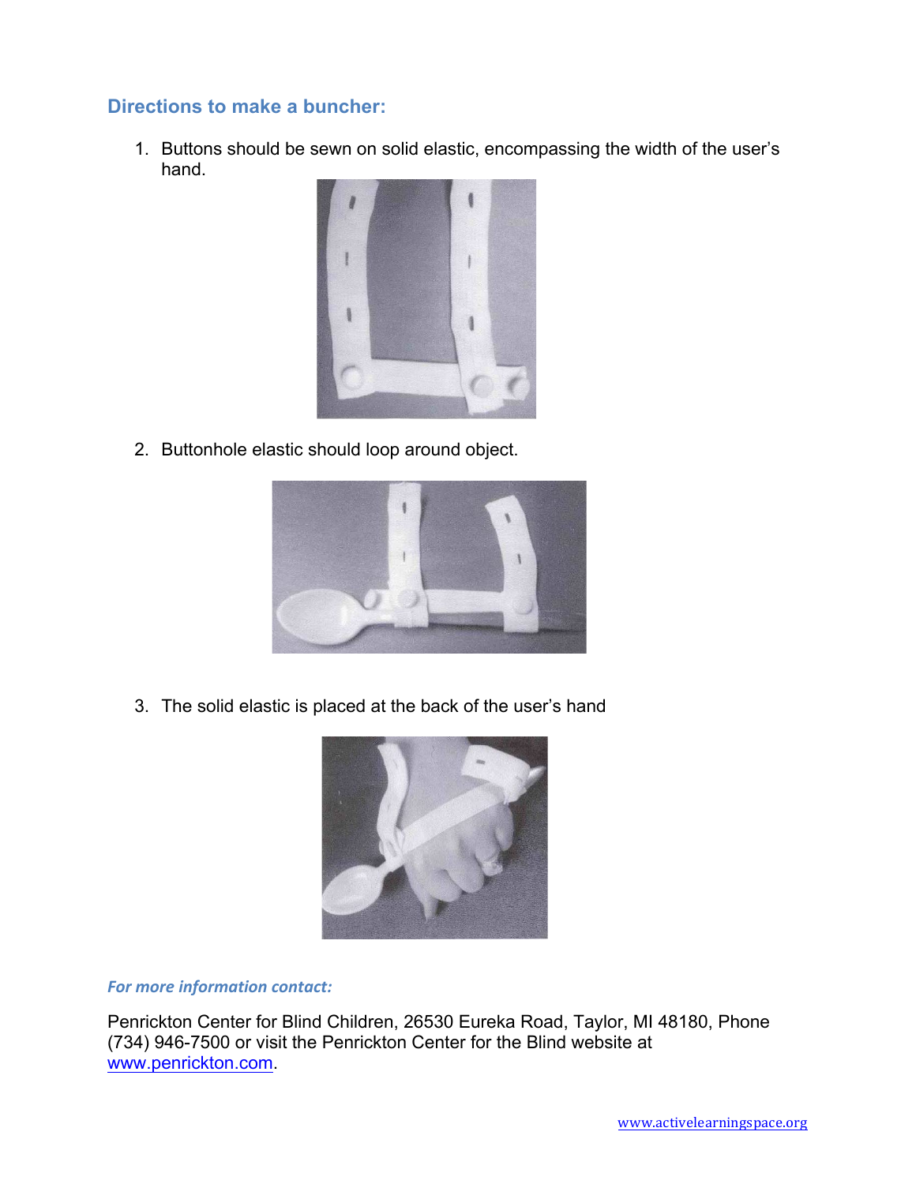## Directions to make a buncher:

1. Buttons should be sewn on solid elastic, encompassing the width of the user's hand.

2. Buttonhole elastic should loop around object.

3. The solid elastic is placed at the back of the user's hand

***For more information contact:***

Penrickton Center for Blind Children, 26530 Eureka Road, Taylor, MI 48180, Phone (734) 946-7500 or visit the Penrickton Center for the Blind website at [www.penrickton.com](http://www.penrickton.com).

www.activelearningspace.org